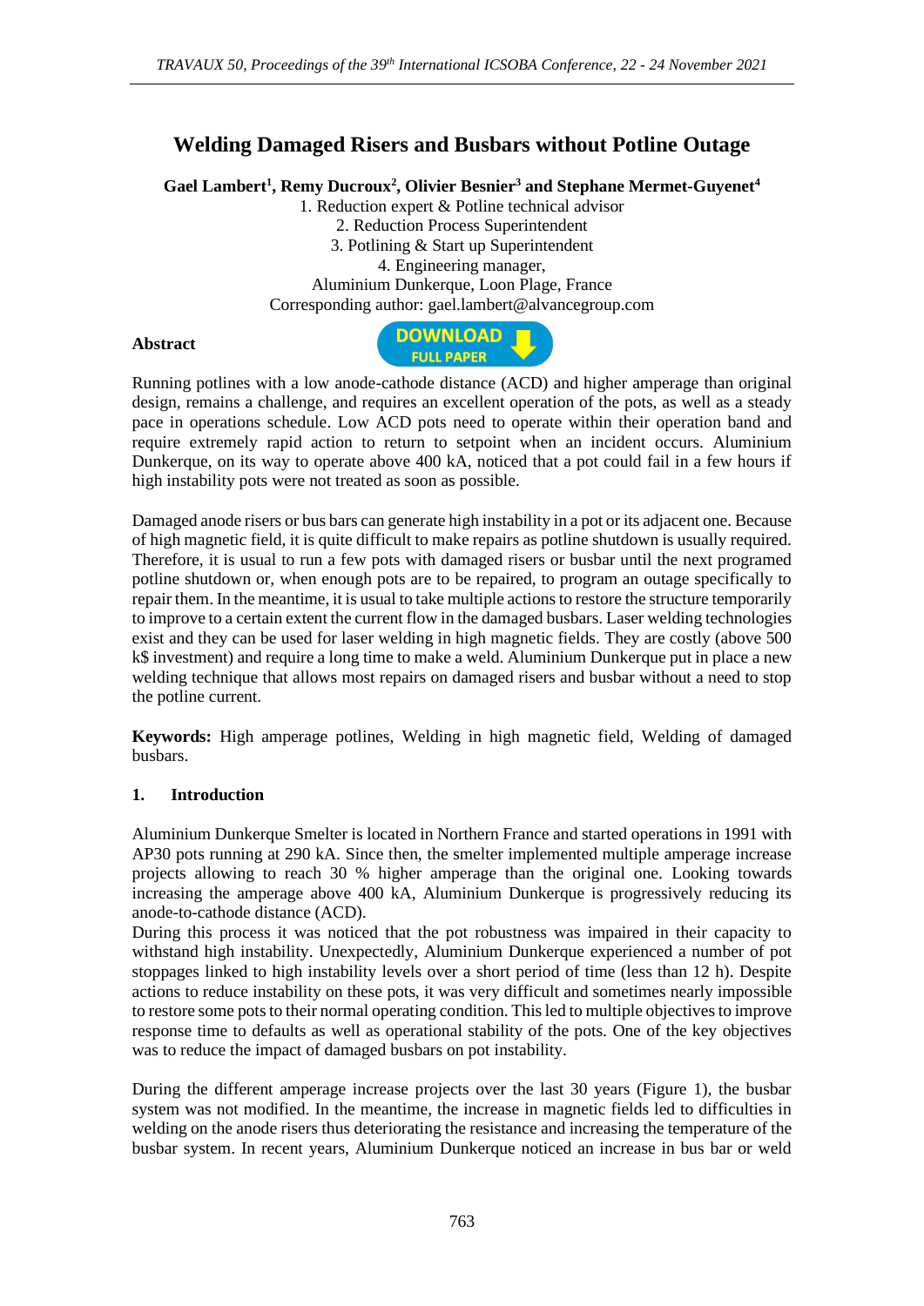# Welding Damaged Risers and Busbars without Potline Outage

**Gael Lambert[1], Remy Ducroux[2], Olivier Besnier[3] and Stephane Mermet-Guyenet[4]**

1. Reduction expert & Potline technical advisor
2. Reduction Process Superintendent
3. Potlining & Start up Superintendent
4. Engineering manager,

Aluminium Dunkerque, Loon Plage, France

Corresponding author: gael.lambert@alvancegroup.com

**Abstract**

Running potlines with a low anode-cathode distance (ACD) and higher amperage than original design, remains a challenge, and requires an excellent operation of the pots, as well as a steady pace in operations schedule. Low ACD pots need to operate within their operation band and require extremely rapid action to return to setpoint when an incident occurs. Aluminium Dunkerque, on its way to operate 400 kA, noticed that a pot could fail in a few hours if high instability pots were not treated as soon as possible.

Damaged anode risers or bus bars can generate high instability in a pot or its adjacent one. Because of high magnetic field, it is quite difficult to make repairs as potline shutdown is usually required. Therefore, it is usual to run a few pots with damaged risers or busbar until the next programed potline shutdown or, when enough pots are to be repaired, to program an outage specifically to repair them. In the meantime, it is usual to take multiple actions to restore the structure temporarily to improve to a certain extent the current flow in the damaged busbars. Laser welding technologies exist and they can be used for laser welding in high magnetic fields. They are costly (above 500 k$ investment) and require a long time to make a weld. Aluminium Dunkerque put in place a new welding technique that allows most repairs on damaged risers and busbar without a need to stop the potline current.

**Keywords:** High amperage potlines, Welding in high magnetic field, Welding of damaged busbars.

## 1. Introduction

Aluminium Dunkerque Smelter is located in Northern France and started operations in 1991 with AP30 pots running at 290 kA. Since then, the smelter implemented multiple amperage increase projects allowing to reach 30 % higher amperage than the original one. Looking towards increasing the amperage above 400 kA, Aluminium Dunkerque is progressively reducing its anode-to-cathode distance (ACD).

During this process it was noticed that the pot robustness was impaired in their capacity to withstand high instability. Unexpectedly, Aluminium Dunkerque experienced a number of pot stoppages linked to high instability levels over a short period of time (less than 12 h). Despite actions to reduce instability on these pots, it was very difficult and sometimes nearly impossible to restore some pots to their normal operating condition. This led to multiple objectives to improve response time to defaults as well as operational stability of the pots. One of the key objectives was to reduce the impact of damaged busbars on pot instability.

During the different amperage increase projects over the last 30 years (Figure 1), the busbar system was not modified. In the meantime, the increase in magnetic fields led to difficulties in welding on the anode risers thus deteriorating the resistance and increasing the temperature of the busbar system. In recent years, Aluminium Dunkerque noticed an increase in bus bar or weld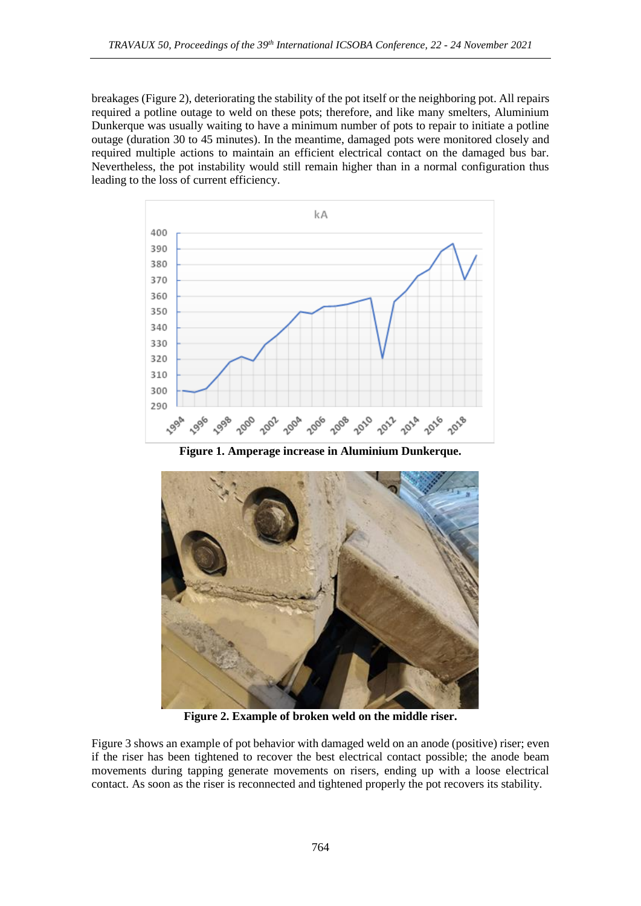breakages (Figure 2), deteriorating the stability of the pot itself or the neighboring pot. All repairs required a potline outage to weld on these pots; therefore, and like many smelters, Aluminium Dunkerque was usually waiting to have a minimum number of pots to repair to initiate a potline outage (duration 30 to 45 minutes). In the meantime, damaged pots were monitored closely and required multiple actions to maintain an efficient electrical contact on the damaged bus bar. Nevertheless, the pot instability would still remain higher than in a normal configuration thus leading to the loss of current efficiency.

**Figure 1. Amperage increase in Aluminium Dunkerque.**

**Figure 2. Example of broken weld on the middle riser.**

Figure 3 shows an example of pot behavior with damaged weld on an anode (positive) riser; even if the riser has been tightened to recover the best electrical contact possible; the anode beam movements during tapping generate movements on risers, ending up with a loose electrical contact. As soon as the riser is reconnected and tightened properly the pot recovers its stability.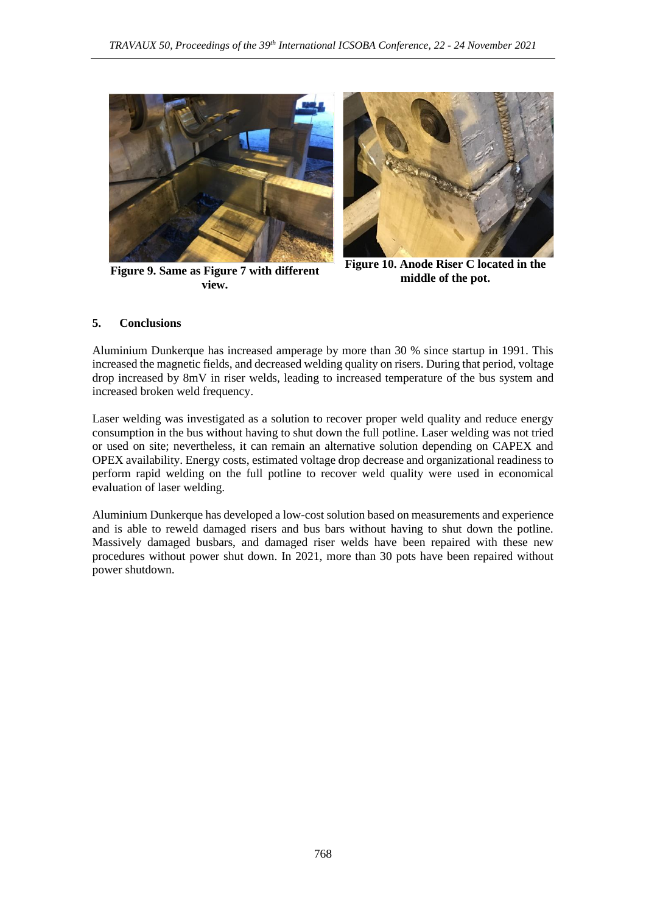Figure 9. Same as Figure 7 with different view.

Figure 10. Anode Riser C located in the middle of the pot.

## 5. Conclusions

Aluminium Dunkerque has increased amperage by more than 30 % since startup in 1991. This increased the magnetic fields, and decreased welding quality on risers. During that period, voltage drop increased by 8mV in riser welds, leading to increased temperature of the bus system and increased broken weld frequency.

Laser welding was investigated as a solution to recover proper weld quality and reduce energy consumption in the bus without having to shut down the full potline. Laser welding was not tried or used on site; nevertheless, it can remain an alternative solution depending on CAPEX and OPEX availability. Energy costs, estimated voltage drop decrease and organizational readiness to perform rapid welding on the full potline to recover weld quality were used in economical evaluation of laser welding.

Aluminium Dunkerque has developed a low-cost solution based on measurements and experience and is able to reweld damaged risers and bus bars without having to shut down the potline. Massively damaged busbars, and damaged riser welds have been repaired with these new procedures without power shut down. In 2021, more than 30 pots have been repaired without power shutdown.